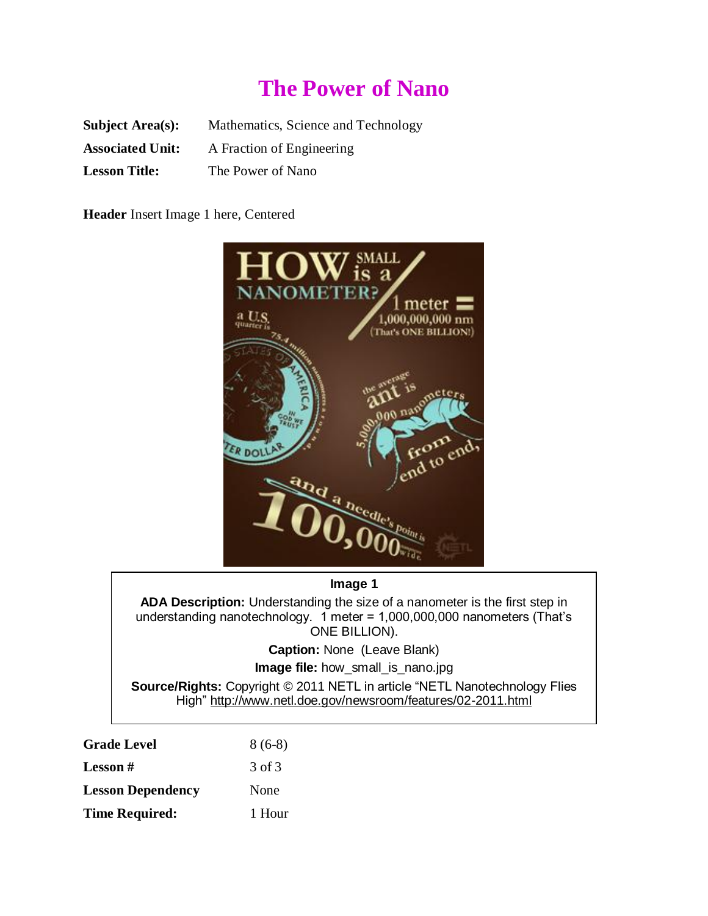# The Power of Nano

| | |
|---|---|
| **Subject Area(s):** | Mathematics, Science and Technology |
| **Associated Unit:** | A Fraction of Engineering |
| **Lesson Title:** | The Power of Nano |

**Header** Insert Image 1 here, Centered

**Image 1**

**ADA Description:** Understanding the size of a nanometer is the first step in understanding nanotechnology. 1 meter = 1,000,000,000 nanometers (That's ONE BILLION).

**Caption:** None (Leave Blank)

**Image file:** how_small_is_nano.jpg

**Source/Rights:** Copyright © 2011 NETL in article "NETL Nanotechnology Flies High" http://www.netl.doe.gov/newsroom/features/02-2011.html

| | |
|---|---|
| **Grade Level** | 8 (6-8) |
| **Lesson #** | 3 of 3 |
| **Lesson Dependency** | None |
| **Time Required:** | 1 Hour |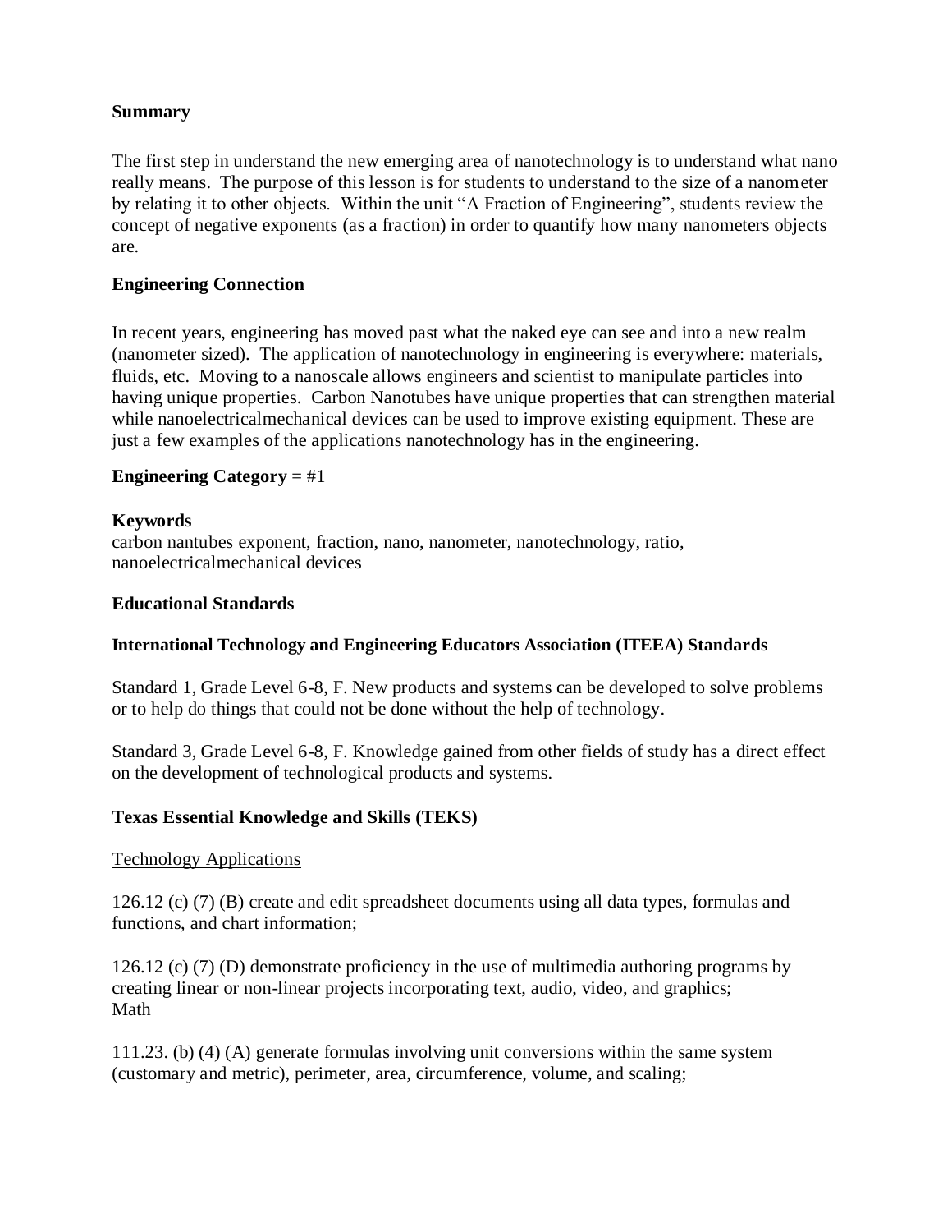**Summary**

The first step in understand the new emerging area of nanotechnology is to understand what nano really means. The purpose of this lesson is for students to understand to the size of a nanometer by relating it to other objects. Within the unit "A Fraction of Engineering", students review the concept of negative exponents (as a fraction) in order to quantify how many nanometers objects are.

**Engineering Connection**

In recent years, engineering has moved past what the naked eye can see and into a new realm (nanometer sized). The application of nanotechnology in engineering is everywhere: materials, fluids, etc. Moving to a nanoscale allows engineers and scientist to manipulate particles into having unique properties. Carbon Nanotubes have unique properties that can strengthen material while nanoelectricalmechanical devices can be used to improve existing equipment. These are just a few examples of the applications nanotechnology has in the engineering.

**Engineering Category** = #1

**Keywords**
carbon nantubes exponent, fraction, nano, nanometer, nanotechnology, ratio, nanoelectricalmechanical devices

**Educational Standards**

**International Technology and Engineering Educators Association (ITEEA) Standards**

Standard 1, Grade Level 6-8, F. New products and systems can be developed to solve problems or to help do things that could not be done without the help of technology.

Standard 3, Grade Level 6-8, F. Knowledge gained from other fields of study has a direct effect on the development of technological products and systems.

**Texas Essential Knowledge and Skills (TEKS)**

Technology Applications

126.12 (c) (7) (B) create and edit spreadsheet documents using all data types, formulas and functions, and chart information;

126.12 (c) (7) (D) demonstrate proficiency in the use of multimedia authoring programs by creating linear or non-linear projects incorporating text, audio, video, and graphics;

Math

111.23. (b) (4) (A) generate formulas involving unit conversions within the same system (customary and metric), perimeter, area, circumference, volume, and scaling;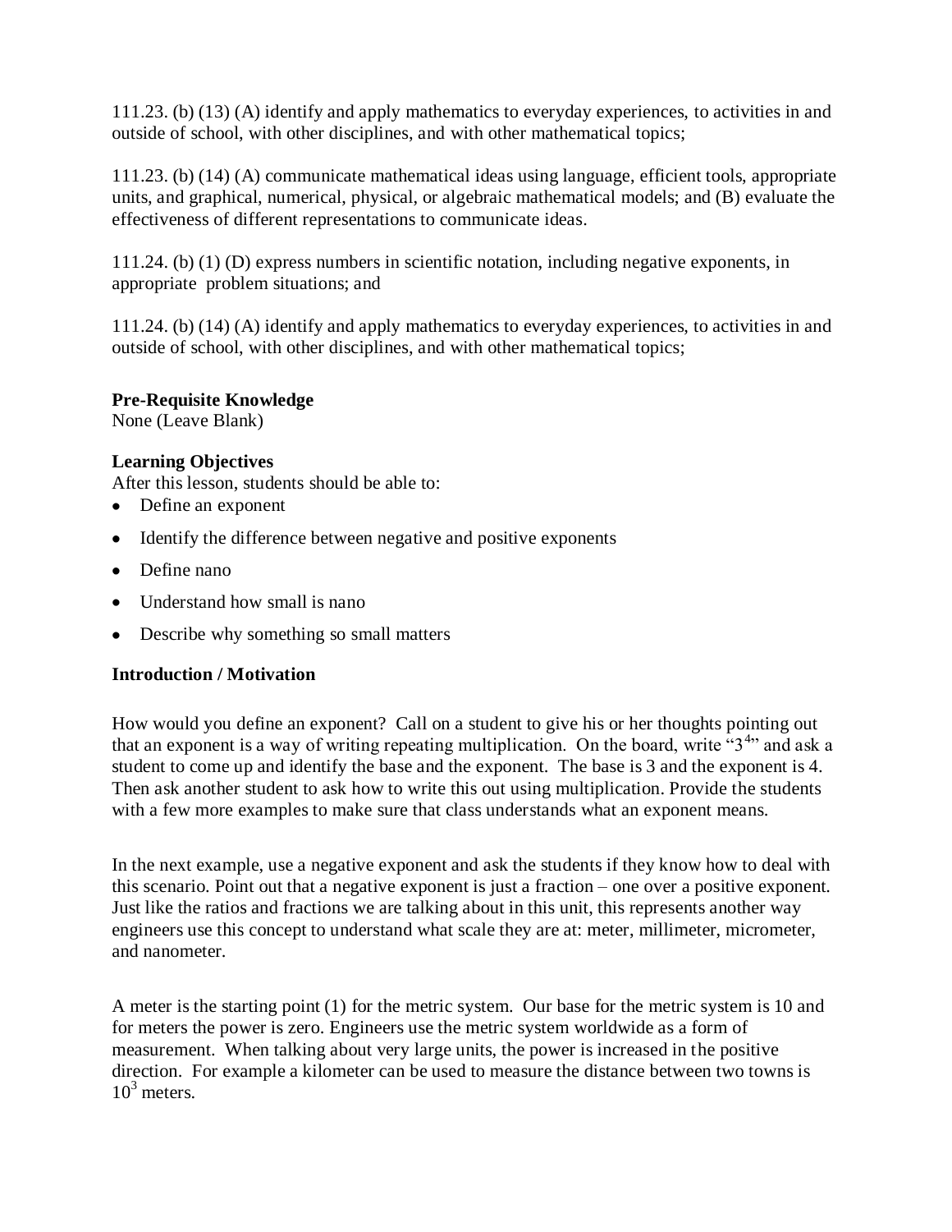111.23. (b) (13) (A) identify and apply mathematics to everyday experiences, to activities in and outside of school, with other disciplines, and with other mathematical topics;

111.23. (b) (14) (A) communicate mathematical ideas using language, efficient tools, appropriate units, and graphical, numerical, physical, or algebraic mathematical models; and (B) evaluate the effectiveness of different representations to communicate ideas.

111.24. (b) (1) (D) express numbers in scientific notation, including negative exponents, in appropriate problem situations; and

111.24. (b) (14) (A) identify and apply mathematics to everyday experiences, to activities in and outside of school, with other disciplines, and with other mathematical topics;

**Pre-Requisite Knowledge**
None (Leave Blank)

**Learning Objectives**
After this lesson, students should be able to:

- Define an exponent
- Identify the difference between negative and positive exponents
- Define nano
- Understand how small is nano
- Describe why something so small matters

**Introduction / Motivation**

How would you define an exponent? Call on a student to give his or her thoughts pointing out that an exponent is a way of writing repeating multiplication. On the board, write "$3^4$" and ask a student to come up and identify the base and the exponent. The base is 3 and the exponent is 4. Then ask another student to ask how to write this out using multiplication. Provide the students with a few more examples to make sure that class understands what an exponent means.

In the next example, use a negative exponent and ask the students if they know how to deal with this scenario. Point out that a negative exponent is just a fraction – one over a positive exponent. Just like the ratios and fractions we are talking about in this unit, this represents another way engineers use this concept to understand what scale they are at: meter, millimeter, micrometer, and nanometer.

A meter is the starting point (1) for the metric system. Our base for the metric system is 10 and for meters the power is zero. Engineers use the metric system worldwide as a form of measurement. When talking about very large units, the power is increased in the positive direction. For example a kilometer can be used to measure the distance between two towns is $10^3$ meters.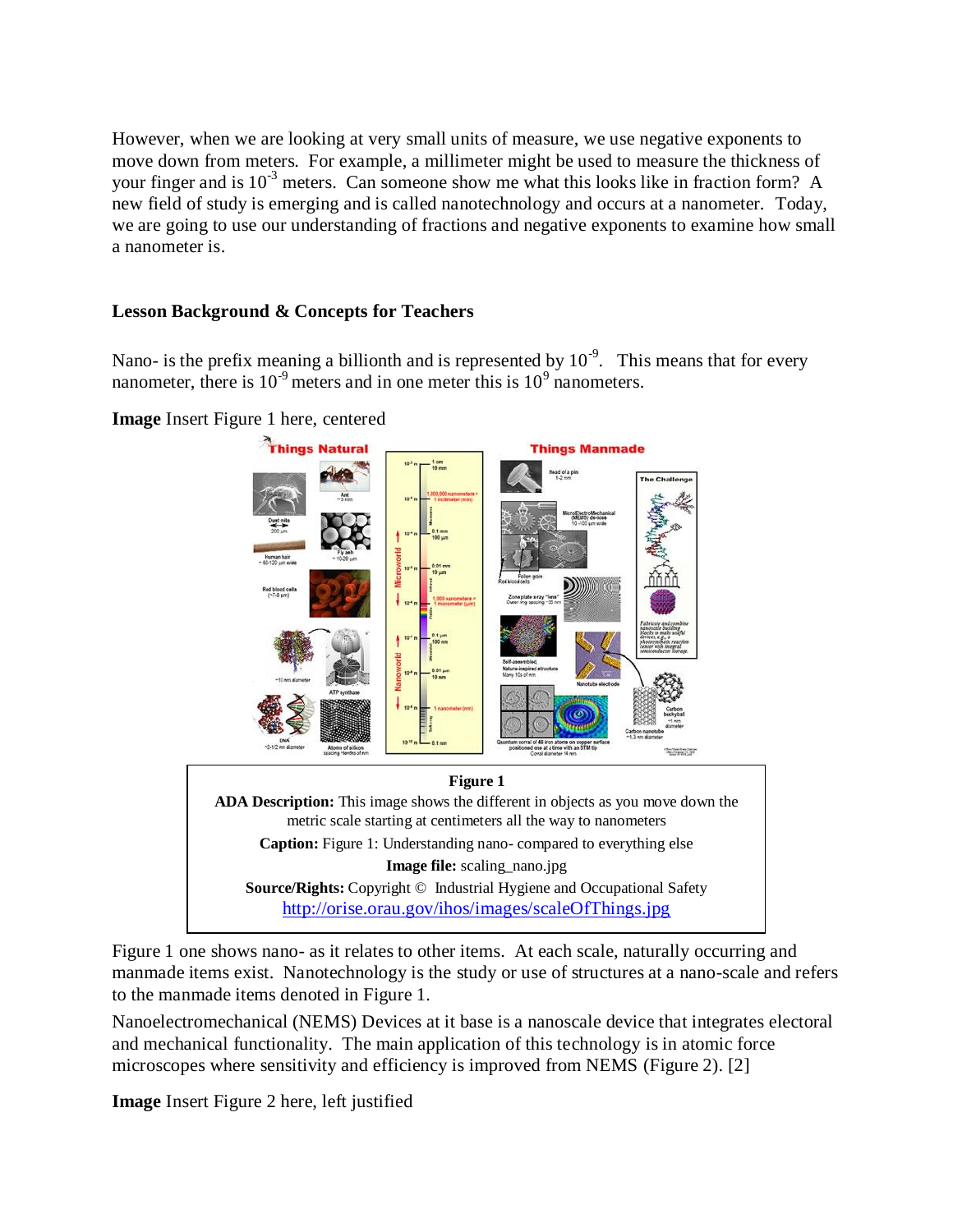However, when we are looking at very small units of measure, we use negative exponents to move down from meters. For example, a millimeter might be used to measure the thickness of your finger and is $10^{-3}$ meters. Can someone show me what this looks like in fraction form? A new field of study is emerging and is called nanotechnology and occurs at a nanometer. Today, we are going to use our understanding of fractions and negative exponents to examine how small a nanometer is.

### Lesson Background & Concepts for Teachers

Nano- is the prefix meaning a billionth and is represented by $10^{-9}$. This means that for every nanometer, there is $10^{-9}$ meters and in one meter this is $10^{9}$ nanometers.

**Image** Insert Figure 1 here, centered

**Figure 1**

**ADA Description:** This image shows the different in objects as you move down the metric scale starting at centimeters all the way to nanometers

**Caption:** Figure 1: Understanding nano- compared to everything else

**Image file:** scaling_nano.jpg

**Source/Rights:** Copyright © Industrial Hygiene and Occupational Safety http://orise.orau.gov/ihos/images/scaleOfThings.jpg

Figure 1 one shows nano- as it relates to other items. At each scale, naturally occurring and manmade items exist. Nanotechnology is the study or use of structures at a nano-scale and refers to the manmade items denoted in Figure 1.

Nanoelectromechanical (NEMS) Devices at it base is a nanoscale device that integrates electoral and mechanical functionality. The main application of this technology is in atomic force microscopes where sensitivity and efficiency is improved from NEMS (Figure 2). [2]

**Image** Insert Figure 2 here, left justified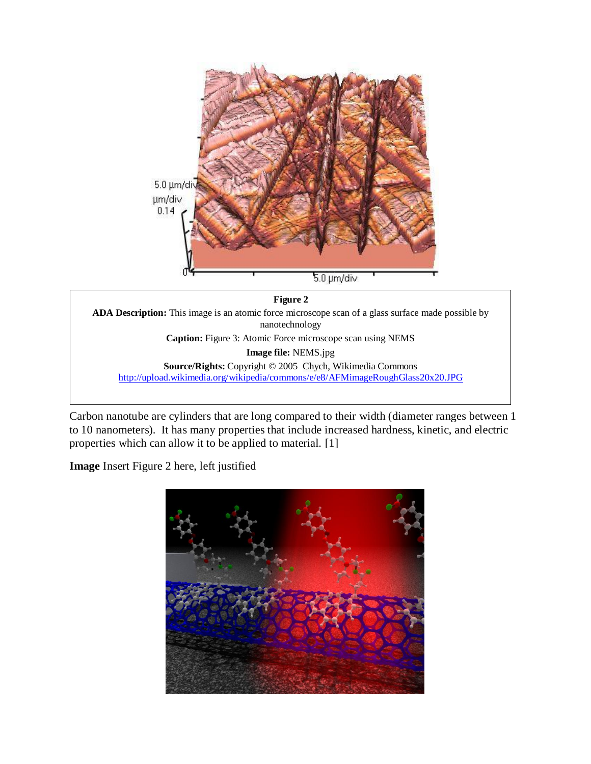**Figure 2**

**ADA Description:** This image is an atomic force microscope scan of a glass surface made possible by nanotechnology

**Caption:** Figure 3: Atomic Force microscope scan using NEMS

**Image file:** NEMS.jpg

**Source/Rights:** Copyright © 2005 Chych, Wikimedia Commons
http://upload.wikimedia.org/wikipedia/commons/e/e8/AFMimageRoughGlass20x20.JPG

Carbon nanotube are cylinders that are long compared to their width (diameter ranges between 1 to 10 nanometers). It has many properties that include increased hardness, kinetic, and electric properties which can allow it to be applied to material. [1]

**Image** Insert Figure 2 here, left justified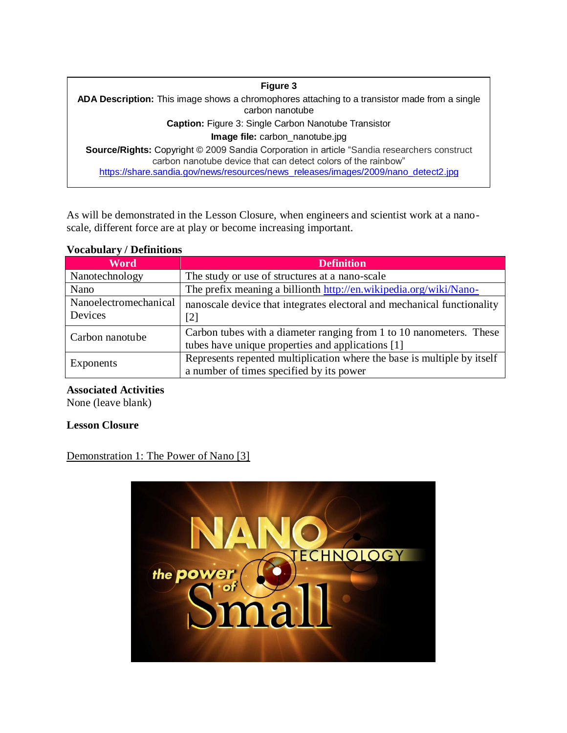**Figure 3**

**ADA Description:** This image shows a chromophores attaching to a transistor made from a single carbon nanotube

**Caption:** Figure 3: Single Carbon Nanotube Transistor

**Image file:** carbon_nanotube.jpg

**Source/Rights:** Copyright © 2009 Sandia Corporation in article "Sandia researchers construct carbon nanotube device that can detect colors of the rainbow" https://share.sandia.gov/news/resources/news_releases/images/2009/nano_detect2.jpg

As will be demonstrated in the Lesson Closure, when engineers and scientist work at a nano-scale, different force are at play or become increasing important.

**Vocabulary / Definitions**

| Word | Definition |
| --- | --- |
| Nanotechnology | The study or use of structures at a nano-scale |
| Nano | The prefix meaning a billionth http://en.wikipedia.org/wiki/Nano- |
| Nanoelectromechanical Devices | nanoscale device that integrates electoral and mechanical functionality [2] |
| Carbon nanotube | Carbon tubes with a diameter ranging from 1 to 10 nanometers. These tubes have unique properties and applications [1] |
| Exponents | Represents repented multiplication where the base is multiple by itself a number of times specified by its power |

**Associated Activities**

None (leave blank)

**Lesson Closure**

Demonstration 1: The Power of Nano [3]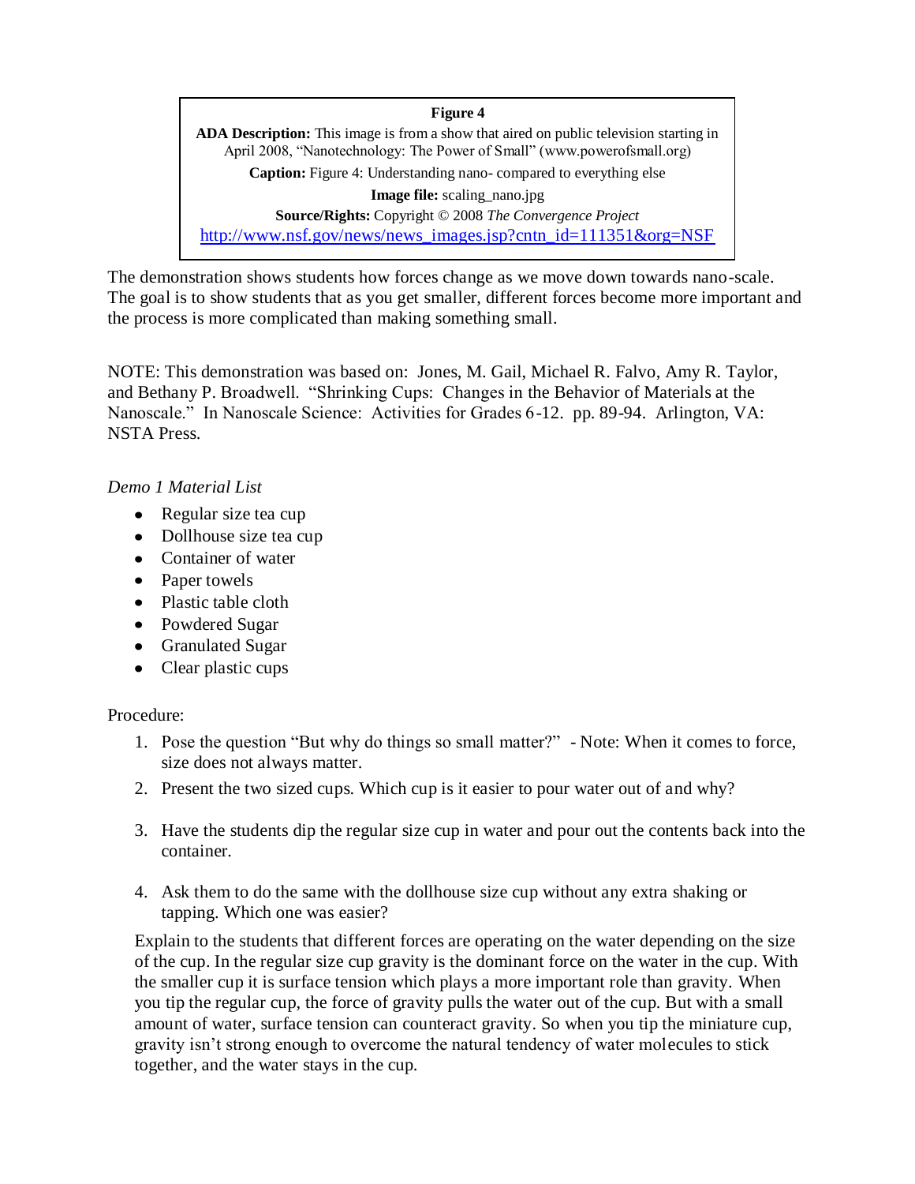**Figure 4**

**ADA Description:** This image is from a show that aired on public television starting in April 2008, "Nanotechnology: The Power of Small" (www.powerofsmall.org)

**Caption:** Figure 4: Understanding nano- compared to everything else

**Image file:** scaling_nano.jpg

**Source/Rights:** Copyright © 2008 *The Convergence Project* http://www.nsf.gov/news/news_images.jsp?cntn_id=111351&org=NSF

The demonstration shows students how forces change as we move down towards nano-scale. The goal is to show students that as you get smaller, different forces become more important and the process is more complicated than making something small.

NOTE: This demonstration was based on: Jones, M. Gail, Michael R. Falvo, Amy R. Taylor, and Bethany P. Broadwell. "Shrinking Cups: Changes in the Behavior of Materials at the Nanoscale." In Nanoscale Science: Activities for Grades 6-12. pp. 89-94. Arlington, VA: NSTA Press.

*Demo 1 Material List*

- Regular size tea cup
- Dollhouse size tea cup
- Container of water
- Paper towels
- Plastic table cloth
- Powdered Sugar
- Granulated Sugar
- Clear plastic cups

Procedure:

1. Pose the question "But why do things so small matter?" - Note: When it comes to force, size does not always matter.
2. Present the two sized cups. Which cup is it easier to pour water out of and why?
3. Have the students dip the regular size cup in water and pour out the contents back into the container.
4. Ask them to do the same with the dollhouse size cup without any extra shaking or tapping. Which one was easier?

   Explain to the students that different forces are operating on the water depending on the size of the cup. In the regular size cup gravity is the dominant force on the water in the cup. With the smaller cup it is surface tension which plays a more important role than gravity. When you tip the regular cup, the force of gravity pulls the water out of the cup. But with a small amount of water, surface tension can counteract gravity. So when you tip the miniature cup, gravity isn't strong enough to overcome the natural tendency of water molecules to stick together, and the water stays in the cup.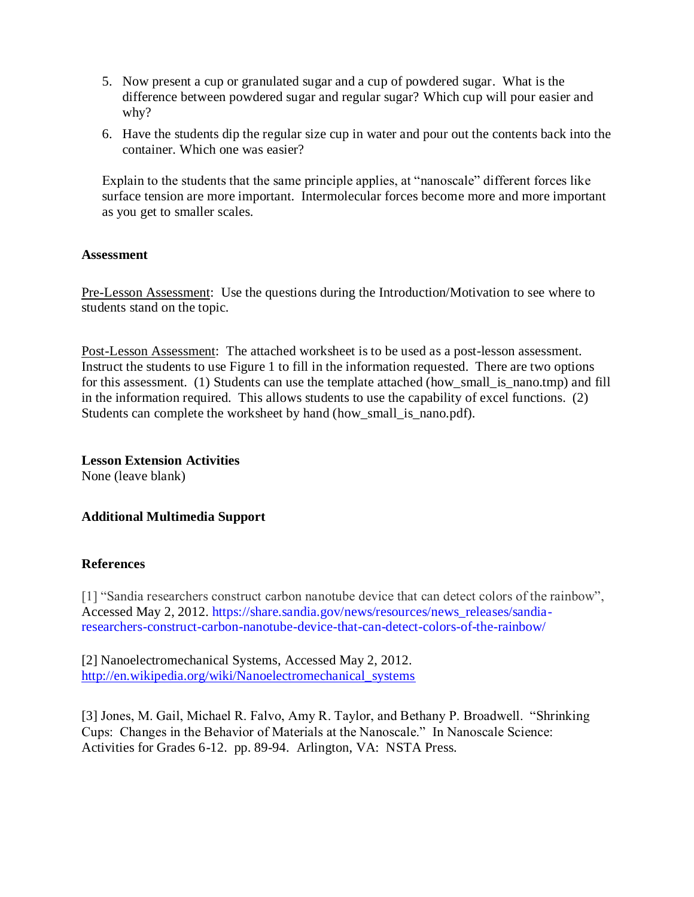5. Now present a cup or granulated sugar and a cup of powdered sugar. What is the difference between powdered sugar and regular sugar? Which cup will pour easier and why?
6. Have the students dip the regular size cup in water and pour out the contents back into the container. Which one was easier?

Explain to the students that the same principle applies, at "nanoscale" different forces like surface tension are more important. Intermolecular forces become more and more important as you get to smaller scales.

**Assessment**

Pre-Lesson Assessment: Use the questions during the Introduction/Motivation to see where to students stand on the topic.

Post-Lesson Assessment: The attached worksheet is to be used as a post-lesson assessment. Instruct the students to use Figure 1 to fill in the information requested. There are two options for this assessment. (1) Students can use the template attached (how_small_is_nano.tmp) and fill in the information required. This allows students to use the capability of excel functions. (2) Students can complete the worksheet by hand (how_small_is_nano.pdf).

**Lesson Extension Activities**

None (leave blank)

**Additional Multimedia Support**

**References**

[1] "Sandia researchers construct carbon nanotube device that can detect colors of the rainbow", Accessed May 2, 2012. https://share.sandia.gov/news/resources/news_releases/sandia-researchers-construct-carbon-nanotube-device-that-can-detect-colors-of-the-rainbow/

[2] Nanoelectromechanical Systems, Accessed May 2, 2012. http://en.wikipedia.org/wiki/Nanoelectromechanical_systems

[3] Jones, M. Gail, Michael R. Falvo, Amy R. Taylor, and Bethany P. Broadwell. "Shrinking Cups: Changes in the Behavior of Materials at the Nanoscale." In Nanoscale Science: Activities for Grades 6-12. pp. 89-94. Arlington, VA: NSTA Press.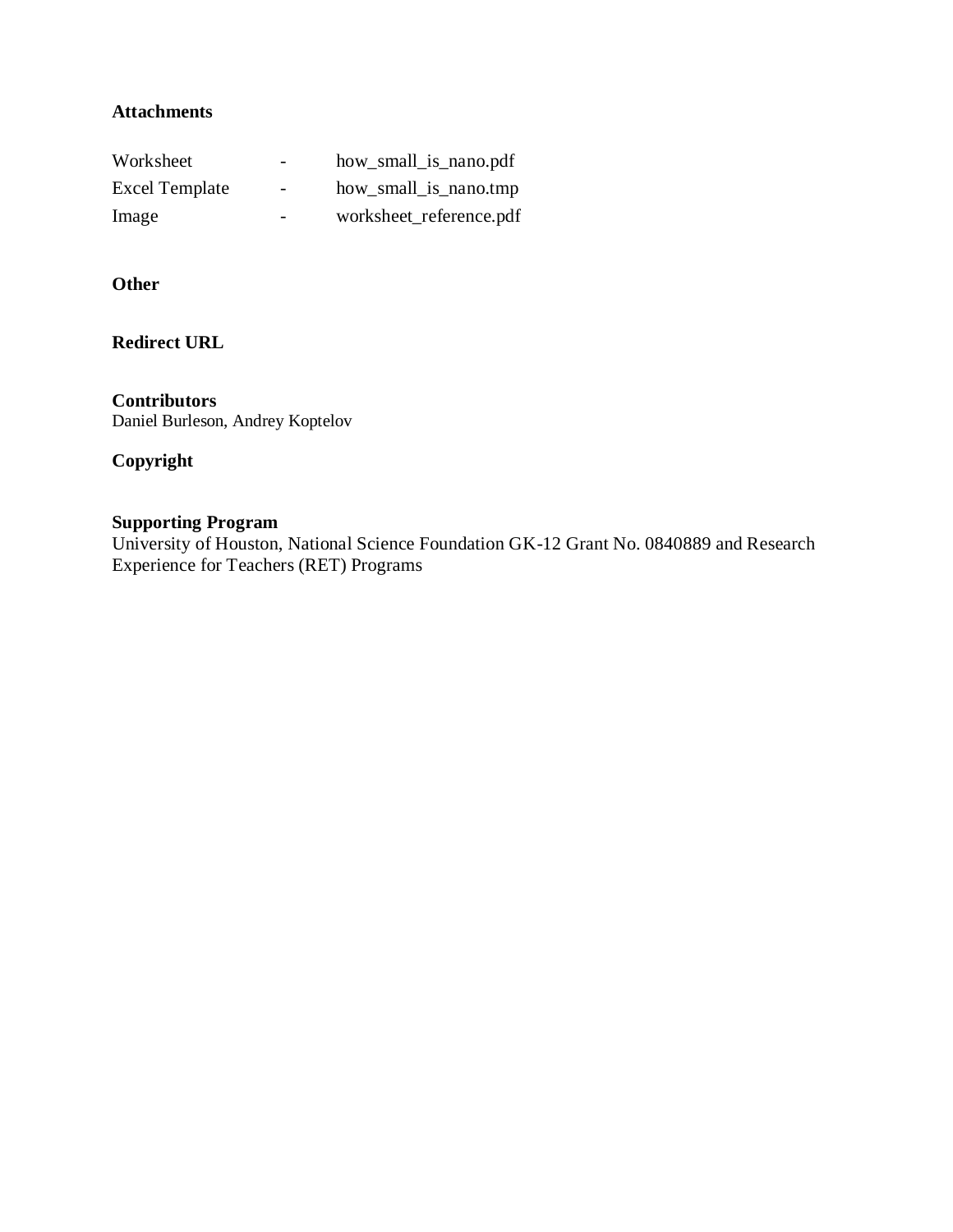**Attachments**

| | | |
|---|---|---|
| Worksheet | - | how_small_is_nano.pdf |
| Excel Template | - | how_small_is_nano.tmp |
| Image | - | worksheet_reference.pdf |

**Other**

**Redirect URL**

**Contributors**
Daniel Burleson, Andrey Koptelov

**Copyright**

**Supporting Program**
University of Houston, National Science Foundation GK-12 Grant No. 0840889 and Research Experience for Teachers (RET) Programs